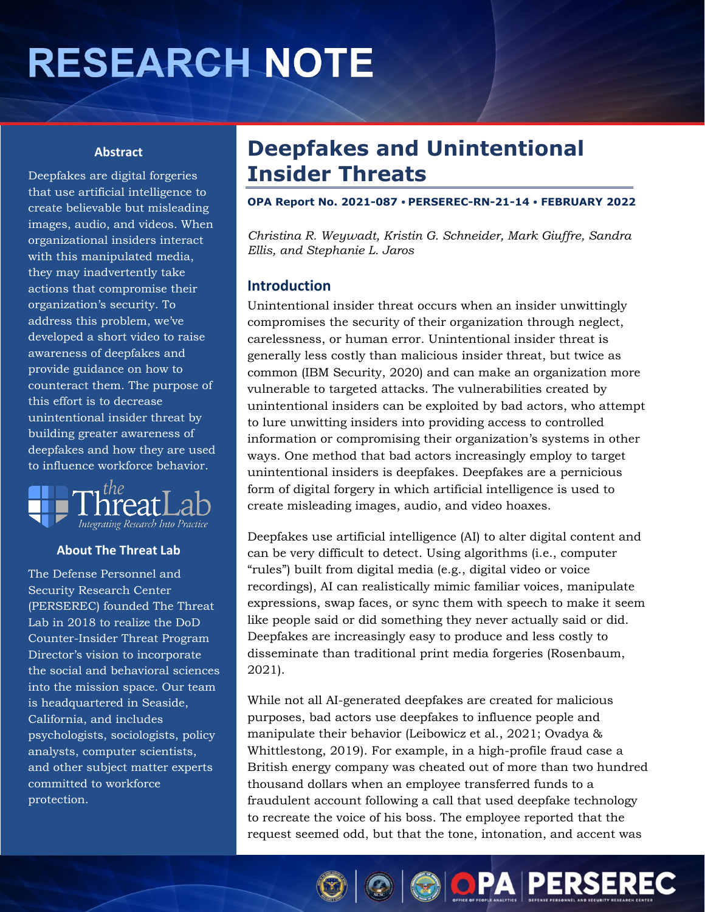# RESEARCH NOTE

## Abstract

Deepfakes are digital forgeries that use artificial intelligence to create believable but misleading images, audio, and videos. When organizational insiders interact with this manipulated media, they may inadvertently take actions that compromise their organization's security. To address this problem, we've developed a short video to raise awareness of deepfakes and provide guidance on how to counteract them. The purpose of this effort is to decrease unintentional insider threat by building greater awareness of deepfakes and how they are used to influence workforce behavior.

## About The Threat Lab

The Defense Personnel and Security Research Center (PERSEREC) founded The Threat Lab in 2018 to realize the DoD Counter-Insider Threat Program Director's vision to incorporate the social and behavioral sciences into the mission space. Our team is headquartered in Seaside, California, and includes psychologists, sociologists, policy analysts, computer scientists, and other subject matter experts committed to workforce protection.

# Deepfakes and Unintentional Insider Threats

**OPA Report No. 2021-087 • PERSEREC-RN-21-14 • FEBRUARY 2022**

*Christina R. Weywadt, Kristin G. Schneider, Mark Giuffre, Sandra Ellis, and Stephanie L. Jaros*

## Introduction

Unintentional insider threat occurs when an insider unwittingly compromises the security of their organization through neglect, carelessness, or human error. Unintentional insider threat is generally less costly than malicious insider threat, but twice as common (IBM Security, 2020) and can make an organization more vulnerable to targeted attacks. The vulnerabilities created by unintentional insiders can be exploited by bad actors, who attempt to lure unwitting insiders into providing access to controlled information or compromising their organization's systems in other ways. One method that bad actors increasingly employ to target unintentional insiders is deepfakes. Deepfakes are a pernicious form of digital forgery in which artificial intelligence is used to create misleading images, audio, and video hoaxes.

Deepfakes use artificial intelligence (AI) to alter digital content and can be very difficult to detect. Using algorithms (i.e., computer "rules") built from digital media (e.g., digital video or voice recordings), AI can realistically mimic familiar voices, manipulate expressions, swap faces, or sync them with speech to make it seem like people said or did something they never actually said or did. Deepfakes are increasingly easy to produce and less costly to disseminate than traditional print media forgeries (Rosenbaum, 2021).

While not all AI-generated deepfakes are created for malicious purposes, bad actors use deepfakes to influence people and manipulate their behavior (Leibowicz et al., 2021; Ovadya & Whittlestong, 2019). For example, in a high-profile fraud case a British energy company was cheated out of more than two hundred thousand dollars when an employee transferred funds to a fraudulent account following a call that used deepfake technology to recreate the voice of his boss. The employee reported that the request seemed odd, but that the tone, intonation, and accent was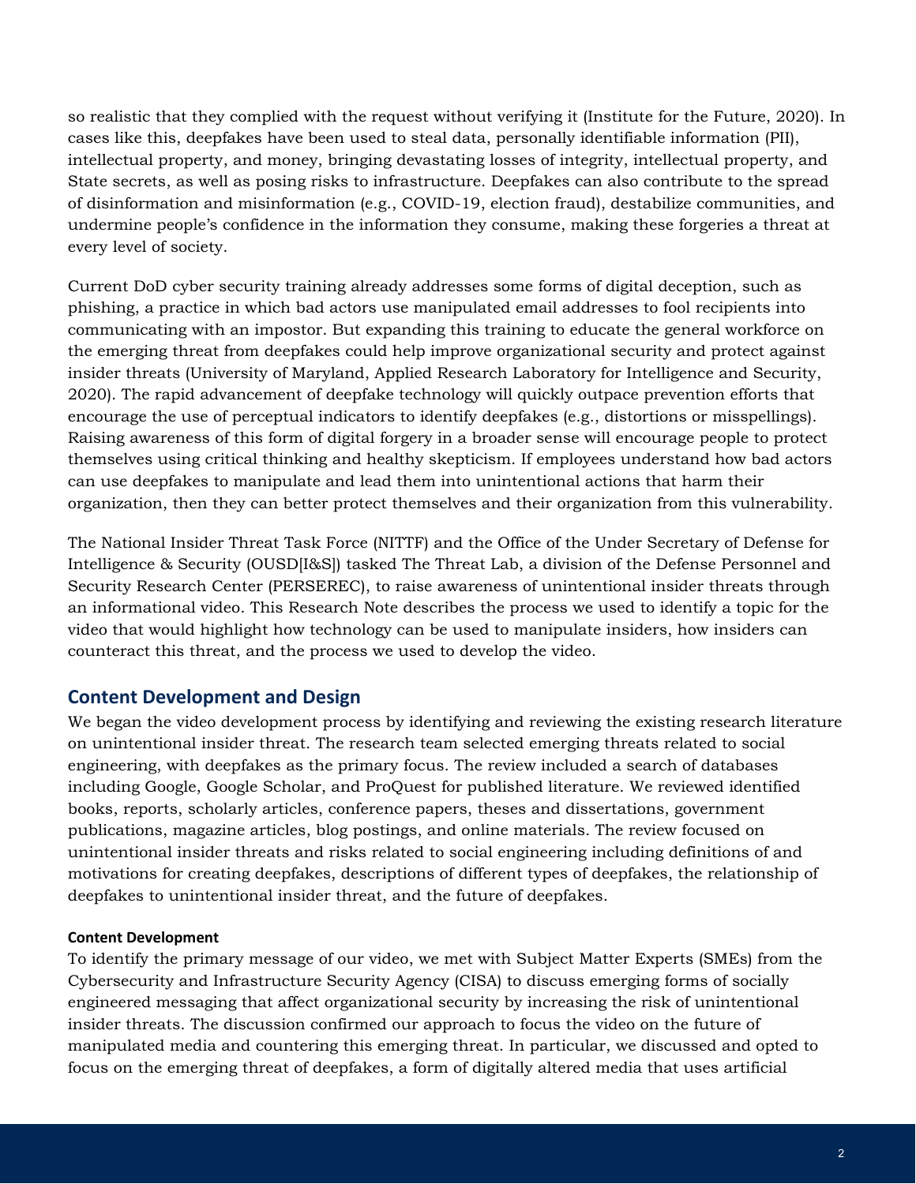so realistic that they complied with the request without verifying it (Institute for the Future, 2020). In cases like this, deepfakes have been used to steal data, personally identifiable information (PII), intellectual property, and money, bringing devastating losses of integrity, intellectual property, and State secrets, as well as posing risks to infrastructure. Deepfakes can also contribute to the spread of disinformation and misinformation (e.g., COVID-19, election fraud), destabilize communities, and undermine people's confidence in the information they consume, making these forgeries a threat at every level of society.

Current DoD cyber security training already addresses some forms of digital deception, such as phishing, a practice in which bad actors use manipulated email addresses to fool recipients into communicating with an impostor. But expanding this training to educate the general workforce on the emerging threat from deepfakes could help improve organizational security and protect against insider threats (University of Maryland, Applied Research Laboratory for Intelligence and Security, 2020). The rapid advancement of deepfake technology will quickly outpace prevention efforts that encourage the use of perceptual indicators to identify deepfakes (e.g., distortions or misspellings). Raising awareness of this form of digital forgery in a broader sense will encourage people to protect themselves using critical thinking and healthy skepticism. If employees understand how bad actors can use deepfakes to manipulate and lead them into unintentional actions that harm their organization, then they can better protect themselves and their organization from this vulnerability.

The National Insider Threat Task Force (NITTF) and the Office of the Under Secretary of Defense for Intelligence & Security (OUSD[I&S]) tasked The Threat Lab, a division of the Defense Personnel and Security Research Center (PERSEREC), to raise awareness of unintentional insider threats through an informational video. This Research Note describes the process we used to identify a topic for the video that would highlight how technology can be used to manipulate insiders, how insiders can counteract this threat, and the process we used to develop the video.

## Content Development and Design

We began the video development process by identifying and reviewing the existing research literature on unintentional insider threat. The research team selected emerging threats related to social engineering, with deepfakes as the primary focus. The review included a search of databases including Google, Google Scholar, and ProQuest for published literature. We reviewed identified books, reports, scholarly articles, conference papers, theses and dissertations, government publications, magazine articles, blog postings, and online materials. The review focused on unintentional insider threats and risks related to social engineering including definitions of and motivations for creating deepfakes, descriptions of different types of deepfakes, the relationship of deepfakes to unintentional insider threat, and the future of deepfakes.

### Content Development

To identify the primary message of our video, we met with Subject Matter Experts (SMEs) from the Cybersecurity and Infrastructure Security Agency (CISA) to discuss emerging forms of socially engineered messaging that affect organizational security by increasing the risk of unintentional insider threats. The discussion confirmed our approach to focus the video on the future of manipulated media and countering this emerging threat. In particular, we discussed and opted to focus on the emerging threat of deepfakes, a form of digitally altered media that uses artificial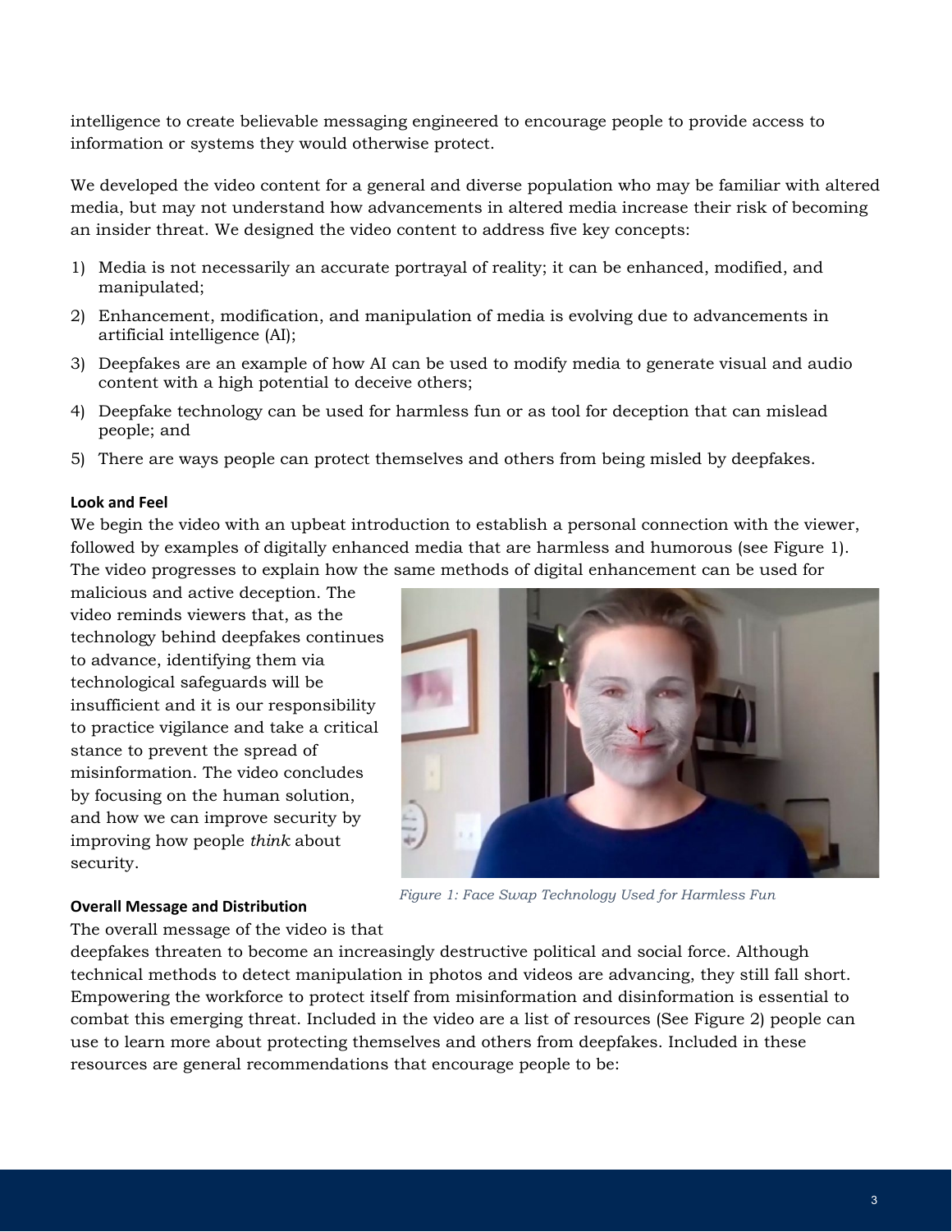intelligence to create believable messaging engineered to encourage people to provide access to information or systems they would otherwise protect.

We developed the video content for a general and diverse population who may be familiar with altered media, but may not understand how advancements in altered media increase their risk of becoming an insider threat. We designed the video content to address five key concepts:

1) Media is not necessarily an accurate portrayal of reality; it can be enhanced, modified, and manipulated;
2) Enhancement, modification, and manipulation of media is evolving due to advancements in artificial intelligence (AI);
3) Deepfakes are an example of how AI can be used to modify media to generate visual and audio content with a high potential to deceive others;
4) Deepfake technology can be used for harmless fun or as tool for deception that can mislead people; and
5) There are ways people can protect themselves and others from being misled by deepfakes.

**Look and Feel**

We begin the video with an upbeat introduction to establish a personal connection with the viewer, followed by examples of digitally enhanced media that are harmless and humorous (see Figure 1). The video progresses to explain how the same methods of digital enhancement can be used for malicious and active deception. The video reminds viewers that, as the technology behind deepfakes continues to advance, identifying them via technological safeguards will be insufficient and it is our responsibility to practice vigilance and take a critical stance to prevent the spread of misinformation. The video concludes by focusing on the human solution, and how we can improve security by improving how people *think* about security.

*Figure 1: Face Swap Technology Used for Harmless Fun*

**Overall Message and Distribution**

The overall message of the video is that deepfakes threaten to become an increasingly destructive political and social force. Although technical methods to detect manipulation in photos and videos are advancing, they still fall short. Empowering the workforce to protect itself from misinformation and disinformation is essential to combat this emerging threat. Included in the video are a list of resources (See Figure 2) people can use to learn more about protecting themselves and others from deepfakes. Included in these resources are general recommendations that encourage people to be: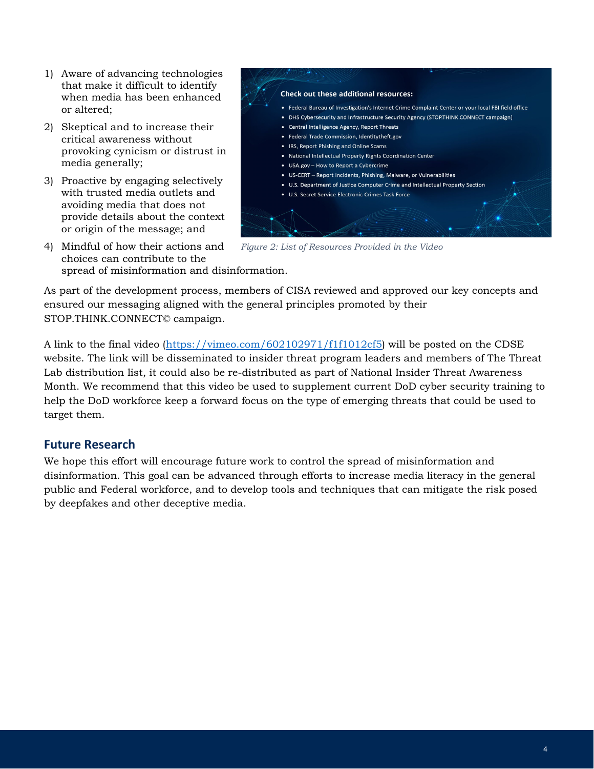1) Aware of advancing technologies that make it difficult to identify when media has been enhanced or altered;
2) Skeptical and to increase their critical awareness without provoking cynicism or distrust in media generally;
3) Proactive by engaging selectively with trusted media outlets and avoiding media that does not provide details about the context or origin of the message; and
4) Mindful of how their actions and choices can contribute to the spread of misinformation and disinformation.

**Check out these additional resources:**

- Federal Bureau of Investigation's Internet Crime Complaint Center or your local FBI field office
- DHS Cybersecurity and Infrastructure Security Agency (STOP.THINK.CONNECT campaign)
- Central Intelligence Agency, Report Threats
- Federal Trade Commission, Identitytheft.gov
- IRS, Report Phishing and Online Scams
- National Intellectual Property Rights Coordination Center
- USA.gov – How to Report a Cybercrime
- US-CERT – Report Incidents, Phishing, Malware, or Vulnerabilities
- U.S. Department of Justice Computer Crime and Intellectual Property Section
- U.S. Secret Service Electronic Crimes Task Force

*Figure 2: List of Resources Provided in the Video*

As part of the development process, members of CISA reviewed and approved our key concepts and ensured our messaging aligned with the general principles promoted by their STOP.THINK.CONNECT© campaign.

A link to the final video (https://vimeo.com/602102971/f1f1012cf5) will be posted on the CDSE website. The link will be disseminated to insider threat program leaders and members of The Threat Lab distribution list, it could also be re-distributed as part of National Insider Threat Awareness Month. We recommend that this video be used to supplement current DoD cyber security training to help the DoD workforce keep a forward focus on the type of emerging threats that could be used to target them.

## Future Research

We hope this effort will encourage future work to control the spread of misinformation and disinformation. This goal can be advanced through efforts to increase media literacy in the general public and Federal workforce, and to develop tools and techniques that can mitigate the risk posed by deepfakes and other deceptive media.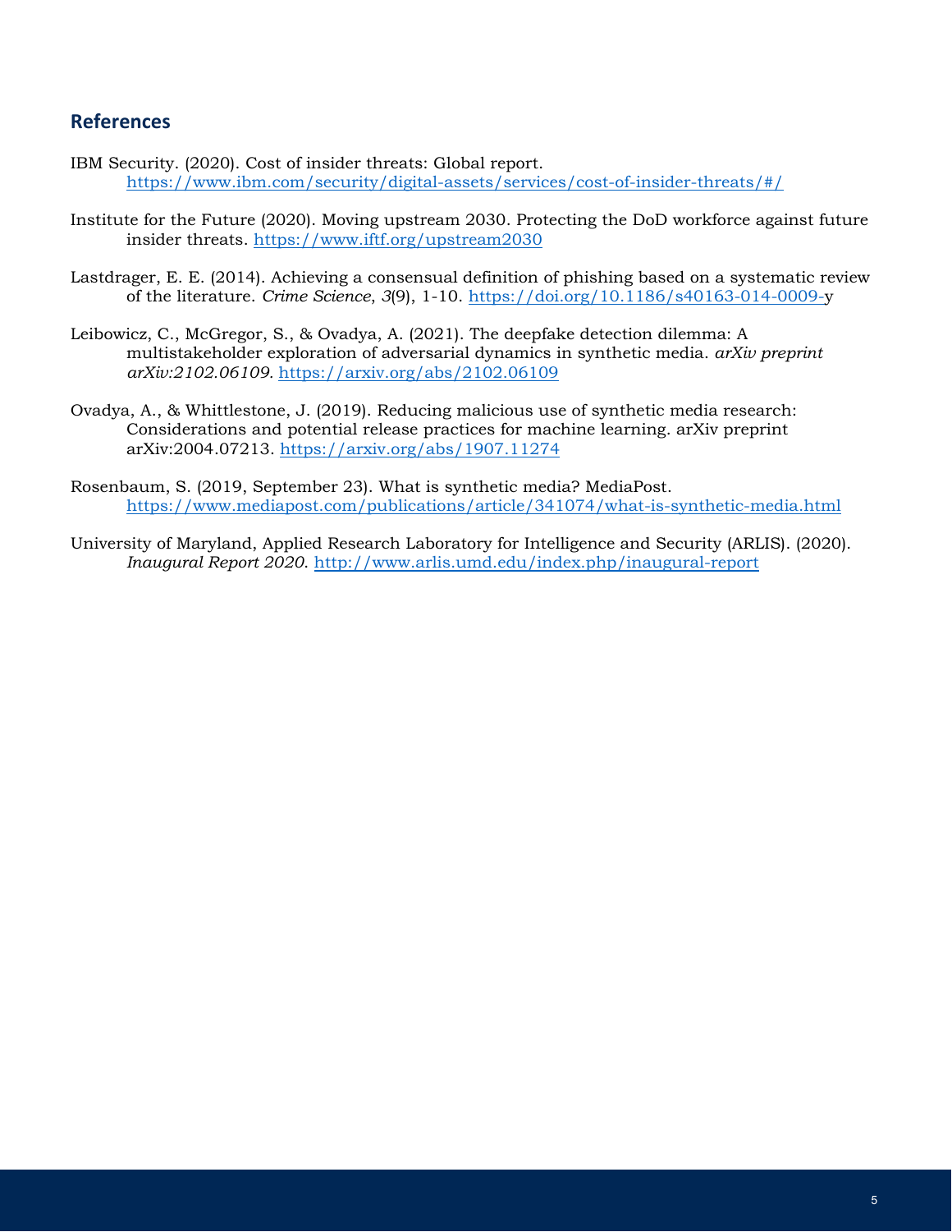## References

IBM Security. (2020). Cost of insider threats: Global report. https://www.ibm.com/security/digital-assets/services/cost-of-insider-threats/#/

Institute for the Future (2020). Moving upstream 2030. Protecting the DoD workforce against future insider threats. https://www.iftf.org/upstream2030

Lastdrager, E. E. (2014). Achieving a consensual definition of phishing based on a systematic review of the literature. *Crime Science*, *3*(9), 1-10. https://doi.org/10.1186/s40163-014-0009-y

Leibowicz, C., McGregor, S., & Ovadya, A. (2021). The deepfake detection dilemma: A multistakeholder exploration of adversarial dynamics in synthetic media. *arXiv preprint arXiv:2102.06109*. https://arxiv.org/abs/2102.06109

Ovadya, A., & Whittlestone, J. (2019). Reducing malicious use of synthetic media research: Considerations and potential release practices for machine learning. arXiv preprint arXiv:2004.07213. https://arxiv.org/abs/1907.11274

Rosenbaum, S. (2019, September 23). What is synthetic media? MediaPost. https://www.mediapost.com/publications/article/341074/what-is-synthetic-media.html

University of Maryland, Applied Research Laboratory for Intelligence and Security (ARLIS). (2020). *Inaugural Report 2020*. http://www.arlis.umd.edu/index.php/inaugural-report